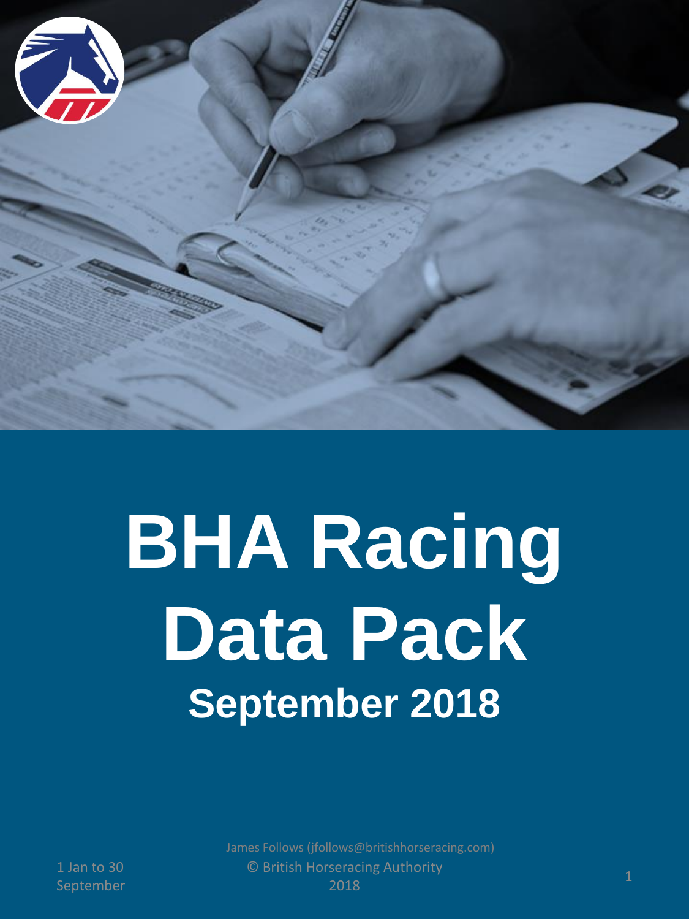# BHA Racing Data Pack

## September 2018

1 Jan to 30 September

James Follows (jfollows@britishhorseracing.com)

© British Horseracing Authority 2018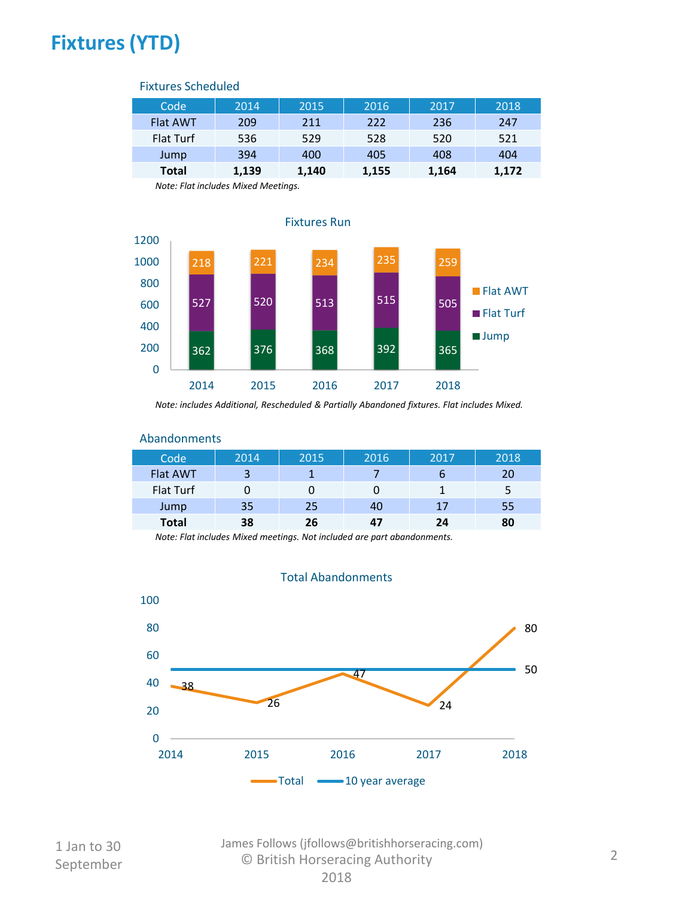# Fixtures (YTD)

### Fixtures Scheduled

| Code | 2014 | 2015 | 2016 | 2017 | 2018 |
|---|---|---|---|---|---|
| Flat AWT | 209 | 211 | 222 | 236 | 247 |
| Flat Turf | 536 | 529 | 528 | 520 | 521 |
| Jump | 394 | 400 | 405 | 408 | 404 |
| **Total** | **1,139** | **1,140** | **1,155** | **1,164** | **1,172** |

*Note: Flat includes Mixed Meetings.*

### Fixtures Run

| | 2014 | 2015 | 2016 | 2017 | 2018 |
|---|---|---|---|---|---|
| Flat AWT | 218 | 221 | 234 | 235 | 259 |
| Flat Turf | 527 | 520 | 513 | 515 | 505 |
| Jump | 362 | 376 | 368 | 392 | 365 |

*Note: includes Additional, Rescheduled & Partially Abandoned fixtures. Flat includes Mixed.*

### Abandonments

| Code | 2014 | 2015 | 2016 | 2017 | 2018 |
|---|---|---|---|---|---|
| Flat AWT | 3 | 1 | 7 | 6 | 20 |
| Flat Turf | 0 | 0 | 0 | 1 | 5 |
| Jump | 35 | 25 | 40 | 17 | 55 |
| **Total** | **38** | **26** | **47** | **24** | **80** |

*Note: Flat includes Mixed meetings. Not included are part abandonments.*

### Total Abandonments

| | 2014 | 2015 | 2016 | 2017 | 2018 |
|---|---|---|---|---|---|
| Total | 38 | 26 | 47 | 24 | 80 |
| 10 year average | 50 | 50 | 50 | 50 | 50 |

1 Jan to 30 September

James Follows (jfollows@britishhorseracing.com)
© British Horseracing Authority 2018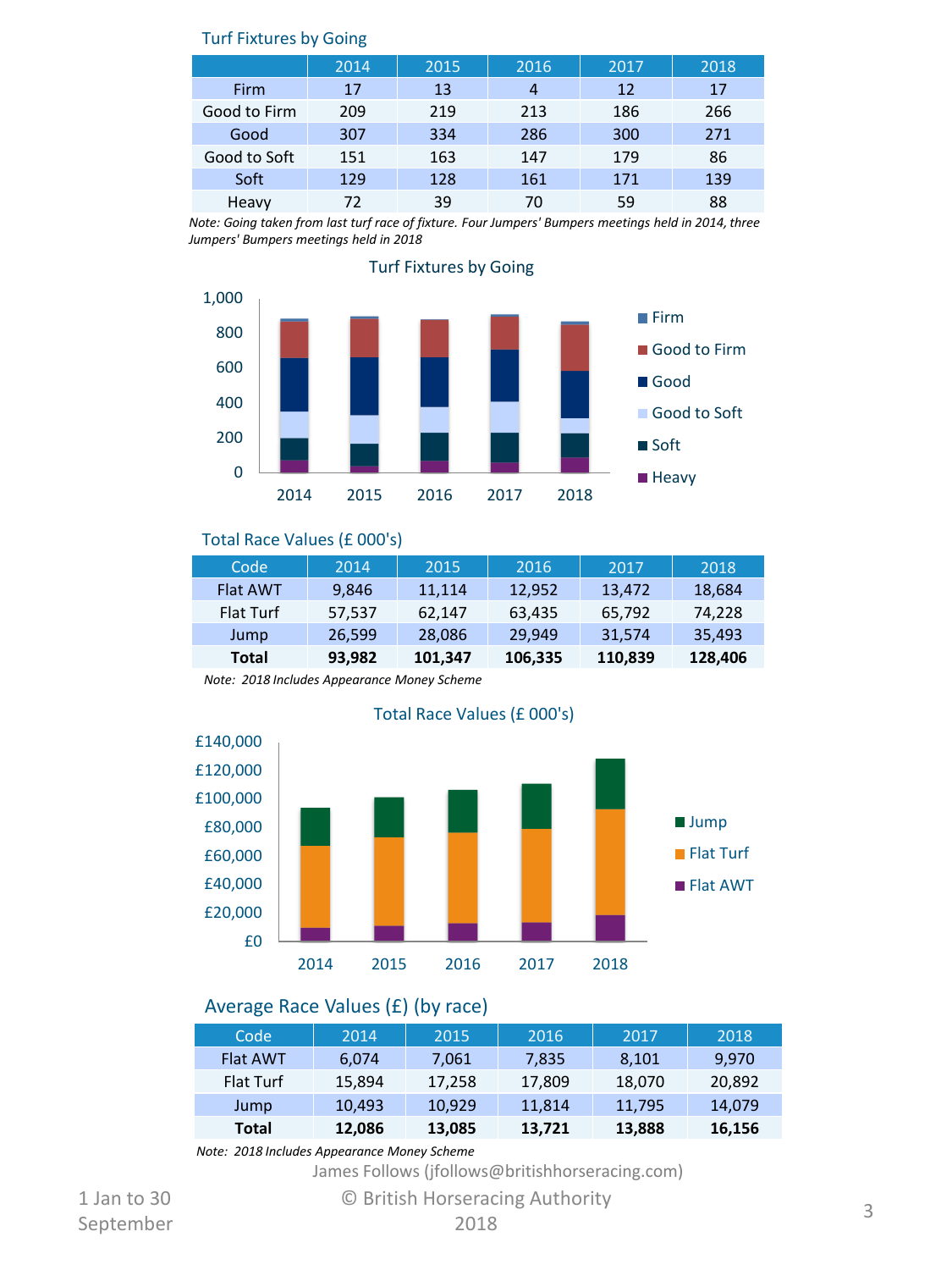## Turf Fixtures by Going

| | 2014 | 2015 | 2016 | 2017 | 2018 |
|---|---|---|---|---|---|
| Firm | 17 | 13 | 4 | 12 | 17 |
| Good to Firm | 209 | 219 | 213 | 186 | 266 |
| Good | 307 | 334 | 286 | 300 | 271 |
| Good to Soft | 151 | 163 | 147 | 179 | 86 |
| Soft | 129 | 128 | 161 | 171 | 139 |
| Heavy | 72 | 39 | 70 | 59 | 88 |

*Note: Going taken from last turf race of fixture. Four Jumpers' Bumpers meetings held in 2014, three Jumpers' Bumpers meetings held in 2018*

## Total Race Values (£ 000's)

| Code | 2014 | 2015 | 2016 | 2017 | 2018 |
|---|---|---|---|---|---|
| Flat AWT | 9,846 | 11,114 | 12,952 | 13,472 | 18,684 |
| Flat Turf | 57,537 | 62,147 | 63,435 | 65,792 | 74,228 |
| Jump | 26,599 | 28,086 | 29,949 | 31,574 | 35,493 |
| **Total** | **93,982** | **101,347** | **106,335** | **110,839** | **128,406** |

*Note: 2018 Includes Appearance Money Scheme*

## Average Race Values (£) (by race)

| Code | 2014 | 2015 | 2016 | 2017 | 2018 |
|---|---|---|---|---|---|
| Flat AWT | 6,074 | 7,061 | 7,835 | 8,101 | 9,970 |
| Flat Turf | 15,894 | 17,258 | 17,809 | 18,070 | 20,892 |
| Jump | 10,493 | 10,929 | 11,814 | 11,795 | 14,079 |
| **Total** | **12,086** | **13,085** | **13,721** | **13,888** | **16,156** |

*Note: 2018 Includes Appearance Money Scheme*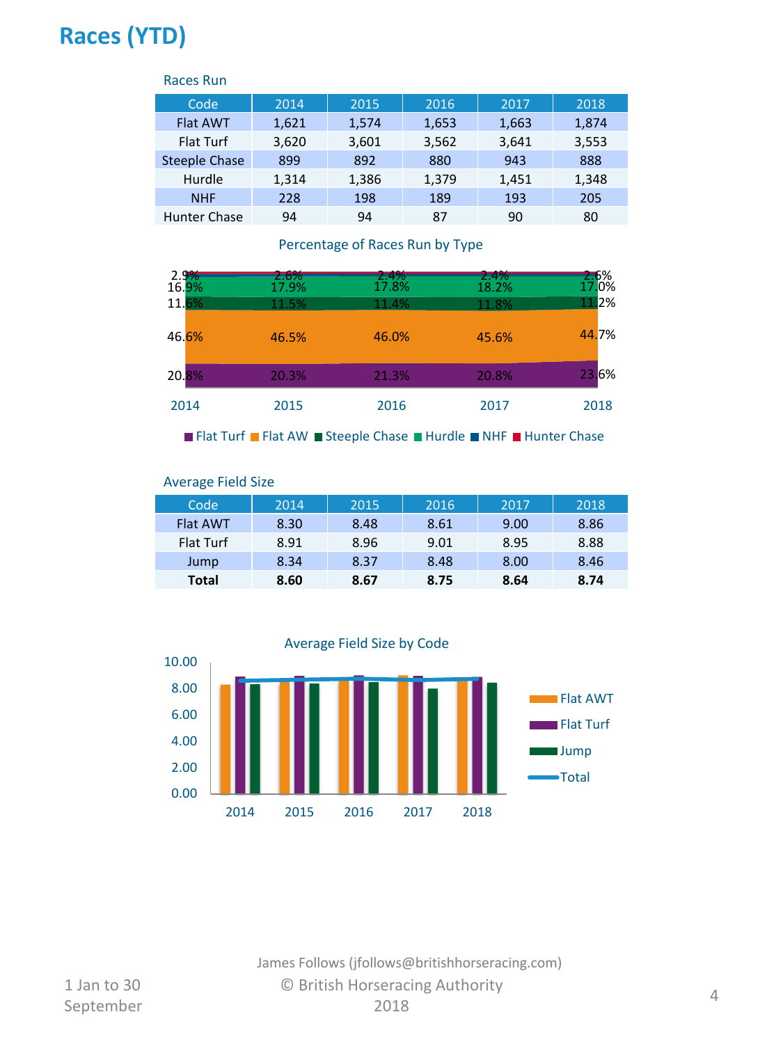# Races (YTD)

Races Run

| Code | 2014 | 2015 | 2016 | 2017 | 2018 |
|---|---|---|---|---|---|
| Flat AWT | 1,621 | 1,574 | 1,653 | 1,663 | 1,874 |
| Flat Turf | 3,620 | 3,601 | 3,562 | 3,641 | 3,553 |
| Steeple Chase | 899 | 892 | 880 | 943 | 888 |
| Hurdle | 1,314 | 1,386 | 1,379 | 1,451 | 1,348 |
| NHF | 228 | 198 | 189 | 193 | 205 |
| Hunter Chase | 94 | 94 | 87 | 90 | 80 |

Percentage of Races Run by Type

| | 2014 | 2015 | 2016 | 2017 | 2018 |
|---|---|---|---|---|---|
| Hunter Chase | 2.9% | 2.6% | 2.4% | 2.4% | 2.6% |
| NHF / Hurdle | 16.9% | 17.9% | 17.8% | 18.2% | 17.0% |
| Steeple Chase | 11.6% | 11.5% | 11.4% | 11.8% | 11.2% |
| Flat AW | 46.6% | 46.5% | 46.0% | 45.6% | 44.7% |
| Flat Turf | 20.8% | 20.3% | 21.3% | 20.8% | 23.6% |

Flat Turf, Flat AW, Steeple Chase, Hurdle, NHF, Hunter Chase

Average Field Size

| Code | 2014 | 2015 | 2016 | 2017 | 2018 |
|---|---|---|---|---|---|
| Flat AWT | 8.30 | 8.48 | 8.61 | 9.00 | 8.86 |
| Flat Turf | 8.91 | 8.96 | 9.01 | 8.95 | 8.88 |
| Jump | 8.34 | 8.37 | 8.48 | 8.00 | 8.46 |
| **Total** | **8.60** | **8.67** | **8.75** | **8.64** | **8.74** |

Average Field Size by Code

Flat AWT, Flat Turf, Jump, Total

James Follows (jfollows@britishhorseracing.com)
© British Horseracing Authority 2018

1 Jan to 30 September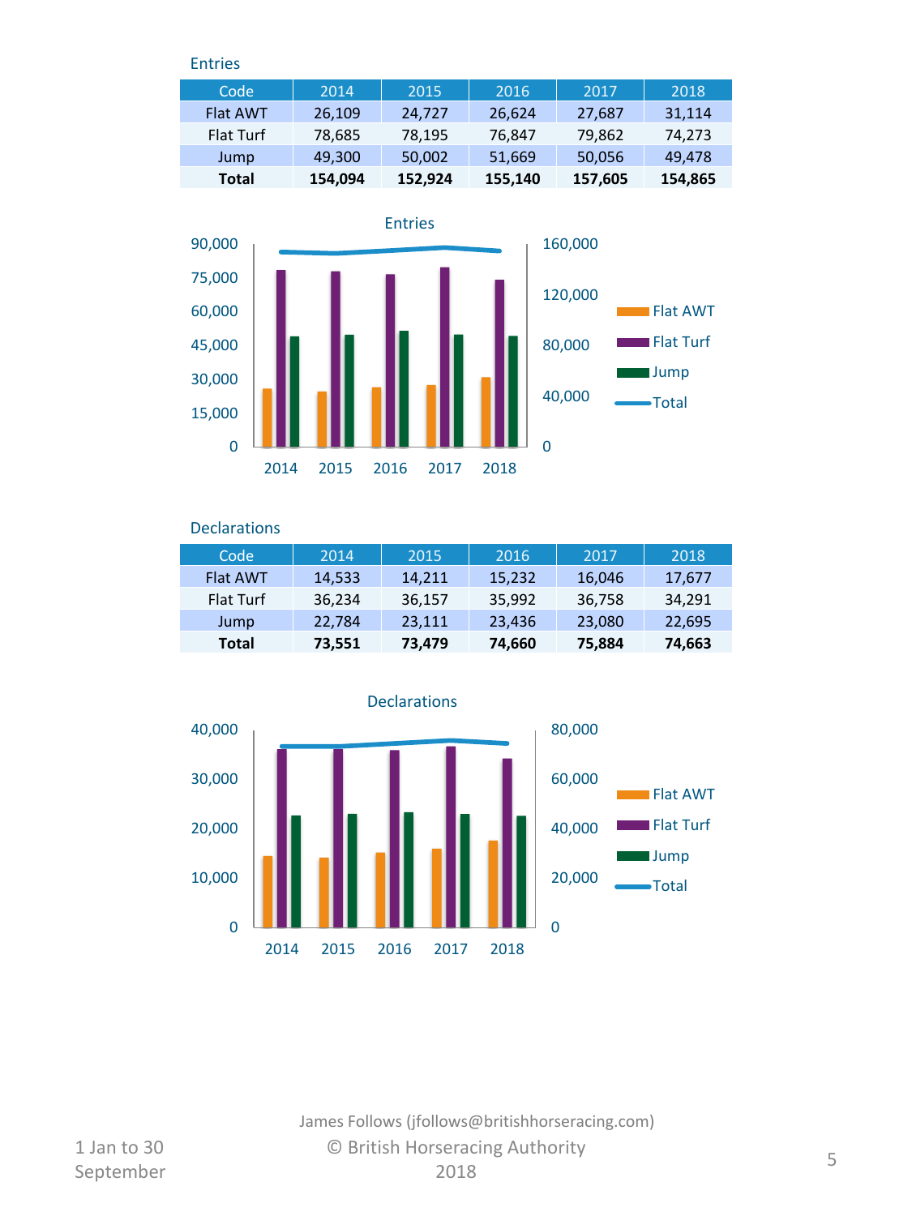## Entries

| Code | 2014 | 2015 | 2016 | 2017 | 2018 |
|---|---|---|---|---|---|
| Flat AWT | 26,109 | 24,727 | 26,624 | 27,687 | 31,114 |
| Flat Turf | 78,685 | 78,195 | 76,847 | 79,862 | 74,273 |
| Jump | 49,300 | 50,002 | 51,669 | 50,056 | 49,478 |
| **Total** | **154,094** | **152,924** | **155,140** | **157,605** | **154,865** |

## Declarations

| Code | 2014 | 2015 | 2016 | 2017 | 2018 |
|---|---|---|---|---|---|
| Flat AWT | 14,533 | 14,211 | 15,232 | 16,046 | 17,677 |
| Flat Turf | 36,234 | 36,157 | 35,992 | 36,758 | 34,291 |
| Jump | 22,784 | 23,111 | 23,436 | 23,080 | 22,695 |
| **Total** | **73,551** | **73,479** | **74,660** | **75,884** | **74,663** |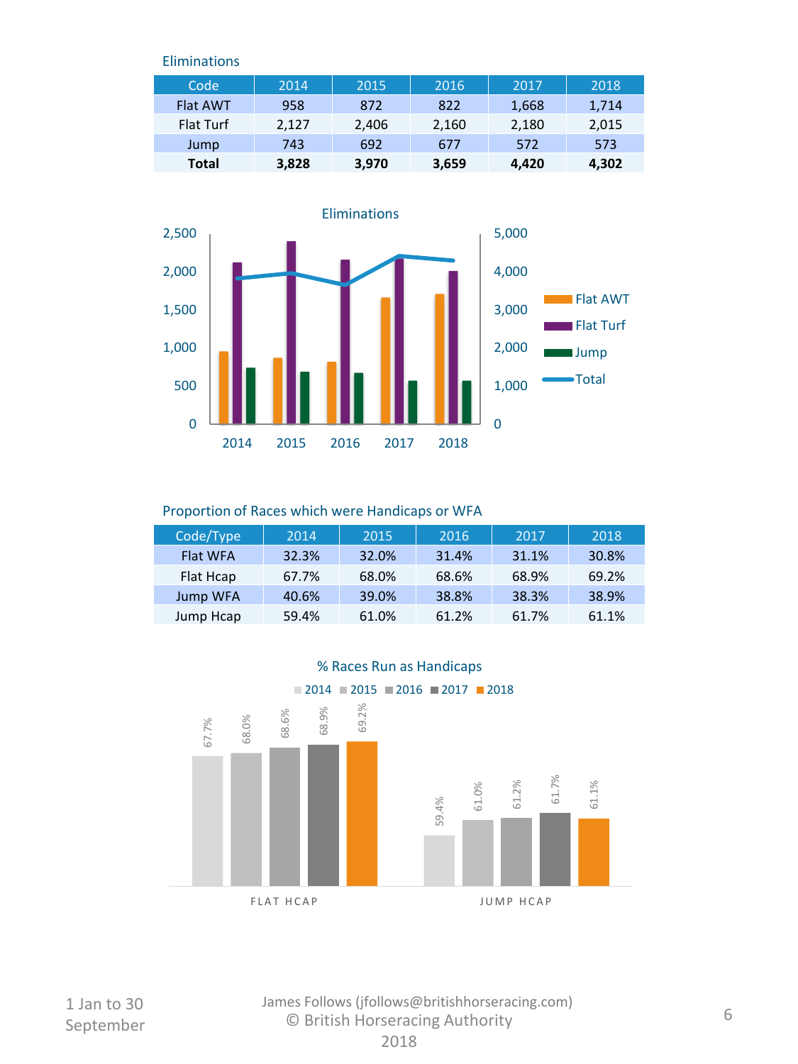Eliminations

| Code | 2014 | 2015 | 2016 | 2017 | 2018 |
|---|---|---|---|---|---|
| Flat AWT | 958 | 872 | 822 | 1,668 | 1,714 |
| Flat Turf | 2,127 | 2,406 | 2,160 | 2,180 | 2,015 |
| Jump | 743 | 692 | 677 | 572 | 573 |
| **Total** | **3,828** | **3,970** | **3,659** | **4,420** | **4,302** |

Proportion of Races which were Handicaps or WFA

| Code/Type | 2014 | 2015 | 2016 | 2017 | 2018 |
|---|---|---|---|---|---|
| Flat WFA | 32.3% | 32.0% | 31.4% | 31.1% | 30.8% |
| Flat Hcap | 67.7% | 68.0% | 68.6% | 68.9% | 69.2% |
| Jump WFA | 40.6% | 39.0% | 38.8% | 38.3% | 38.9% |
| Jump Hcap | 59.4% | 61.0% | 61.2% | 61.7% | 61.1% |

1 Jan to 30 September

James Follows (jfollows@britishhorseracing.com)
© British Horseracing Authority
2018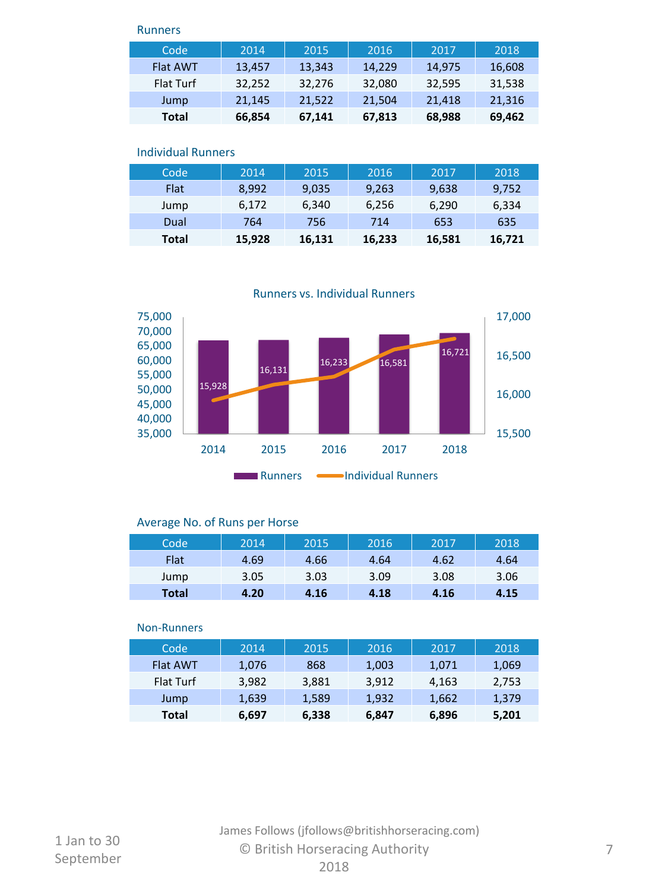### Runners

| Code | 2014 | 2015 | 2016 | 2017 | 2018 |
|---|---|---|---|---|---|
| Flat AWT | 13,457 | 13,343 | 14,229 | 14,975 | 16,608 |
| Flat Turf | 32,252 | 32,276 | 32,080 | 32,595 | 31,538 |
| Jump | 21,145 | 21,522 | 21,504 | 21,418 | 21,316 |
| **Total** | **66,854** | **67,141** | **67,813** | **68,988** | **69,462** |

### Individual Runners

| Code | 2014 | 2015 | 2016 | 2017 | 2018 |
|---|---|---|---|---|---|
| Flat | 8,992 | 9,035 | 9,263 | 9,638 | 9,752 |
| Jump | 6,172 | 6,340 | 6,256 | 6,290 | 6,334 |
| Dual | 764 | 756 | 714 | 653 | 635 |
| **Total** | **15,928** | **16,131** | **16,233** | **16,581** | **16,721** |

### Runners vs. Individual Runners

| Year | Runners | Individual Runners |
|---|---|---|
| 2014 | 66,854 | 15,928 |
| 2015 | 67,141 | 16,131 |
| 2016 | 67,813 | 16,233 |
| 2017 | 68,988 | 16,581 |
| 2018 | 69,462 | 16,721 |

### Average No. of Runs per Horse

| Code | 2014 | 2015 | 2016 | 2017 | 2018 |
|---|---|---|---|---|---|
| Flat | 4.69 | 4.66 | 4.64 | 4.62 | 4.64 |
| Jump | 3.05 | 3.03 | 3.09 | 3.08 | 3.06 |
| **Total** | **4.20** | **4.16** | **4.18** | **4.16** | **4.15** |

### Non-Runners

| Code | 2014 | 2015 | 2016 | 2017 | 2018 |
|---|---|---|---|---|---|
| Flat AWT | 1,076 | 868 | 1,003 | 1,071 | 1,069 |
| Flat Turf | 3,982 | 3,881 | 3,912 | 4,163 | 2,753 |
| Jump | 1,639 | 1,589 | 1,932 | 1,662 | 1,379 |
| **Total** | **6,697** | **6,338** | **6,847** | **6,896** | **5,201** |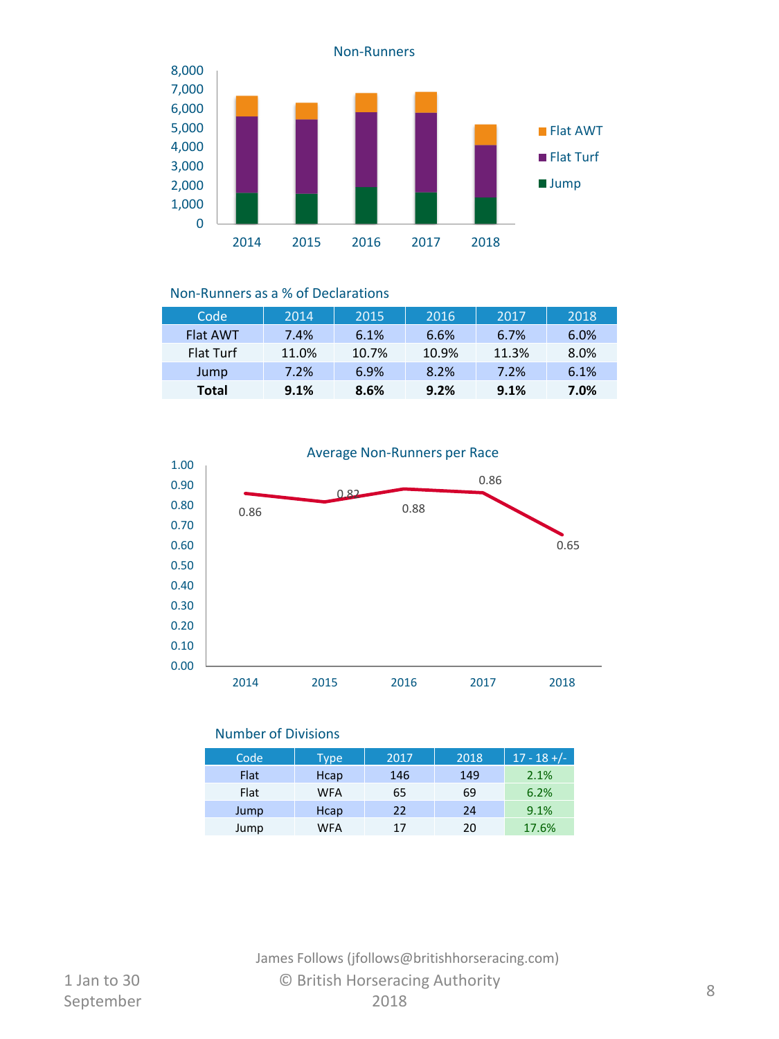Non-Runners

Non-Runners as a % of Declarations

| Code | 2014 | 2015 | 2016 | 2017 | 2018 |
|---|---|---|---|---|---|
| Flat AWT | 7.4% | 6.1% | 6.6% | 6.7% | 6.0% |
| Flat Turf | 11.0% | 10.7% | 10.9% | 11.3% | 8.0% |
| Jump | 7.2% | 6.9% | 8.2% | 7.2% | 6.1% |
| **Total** | **9.1%** | **8.6%** | **9.2%** | **9.1%** | **7.0%** |

Average Non-Runners per Race

Number of Divisions

| Code | Type | 2017 | 2018 | 17 - 18 +/- |
|---|---|---|---|---|
| Flat | Hcap | 146 | 149 | 2.1% |
| Flat | WFA | 65 | 69 | 6.2% |
| Jump | Hcap | 22 | 24 | 9.1% |
| Jump | WFA | 17 | 20 | 17.6% |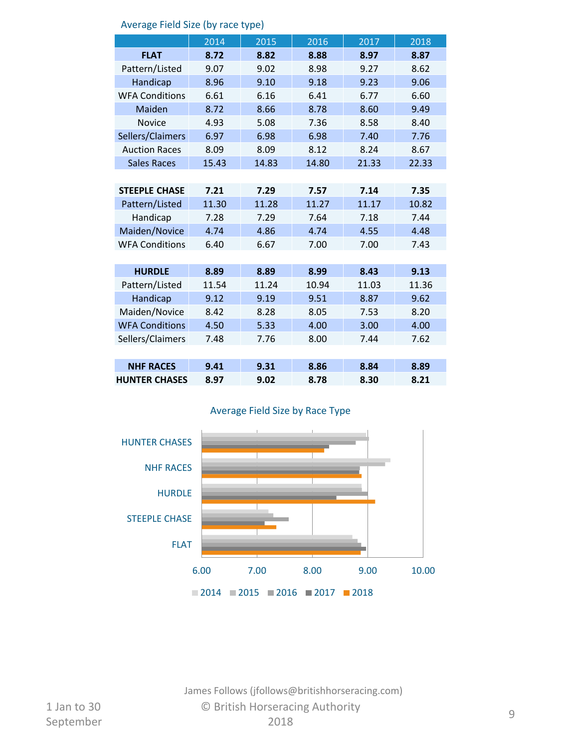## Average Field Size (by race type)

| | 2014 | 2015 | 2016 | 2017 | 2018 |
|---|---|---|---|---|---|
| **FLAT** | **8.72** | **8.82** | **8.88** | **8.97** | **8.87** |
| Pattern/Listed | 9.07 | 9.02 | 8.98 | 9.27 | 8.62 |
| Handicap | 8.96 | 9.10 | 9.18 | 9.23 | 9.06 |
| WFA Conditions | 6.61 | 6.16 | 6.41 | 6.77 | 6.60 |
| Maiden | 8.72 | 8.66 | 8.78 | 8.60 | 9.49 |
| Novice | 4.93 | 5.08 | 7.36 | 8.58 | 8.40 |
| Sellers/Claimers | 6.97 | 6.98 | 6.98 | 7.40 | 7.76 |
| Auction Races | 8.09 | 8.09 | 8.12 | 8.24 | 8.67 |
| Sales Races | 15.43 | 14.83 | 14.80 | 21.33 | 22.33 |
| | | | | | |
| **STEEPLE CHASE** | **7.21** | **7.29** | **7.57** | **7.14** | **7.35** |
| Pattern/Listed | 11.30 | 11.28 | 11.27 | 11.17 | 10.82 |
| Handicap | 7.28 | 7.29 | 7.64 | 7.18 | 7.44 |
| Maiden/Novice | 4.74 | 4.86 | 4.74 | 4.55 | 4.48 |
| WFA Conditions | 6.40 | 6.67 | 7.00 | 7.00 | 7.43 |
| | | | | | |
| **HURDLE** | **8.89** | **8.89** | **8.99** | **8.43** | **9.13** |
| Pattern/Listed | 11.54 | 11.24 | 10.94 | 11.03 | 11.36 |
| Handicap | 9.12 | 9.19 | 9.51 | 8.87 | 9.62 |
| Maiden/Novice | 8.42 | 8.28 | 8.05 | 7.53 | 8.20 |
| WFA Conditions | 4.50 | 5.33 | 4.00 | 3.00 | 4.00 |
| Sellers/Claimers | 7.48 | 7.76 | 8.00 | 7.44 | 7.62 |
| | | | | | |
| **NHF RACES** | **9.41** | **9.31** | **8.86** | **8.84** | **8.89** |
| **HUNTER CHASES** | **8.97** | **9.02** | **8.78** | **8.30** | **8.21** |

## Average Field Size by Race Type

| Race Type | 2014 | 2015 | 2016 | 2017 | 2018 |
|---|---|---|---|---|---|
| HUNTER CHASES | 8.97 | 9.02 | 8.78 | 8.30 | 8.21 |
| NHF RACES | 9.41 | 9.31 | 8.86 | 8.84 | 8.89 |
| HURDLE | 8.89 | 8.89 | 8.99 | 8.43 | 9.13 |
| STEEPLE CHASE | 7.21 | 7.29 | 7.57 | 7.14 | 7.35 |
| FLAT | 8.72 | 8.82 | 8.88 | 8.97 | 8.87 |

James Follows (jfollows@britishhorseracing.com)
© British Horseracing Authority
2018

1 Jan to 30 September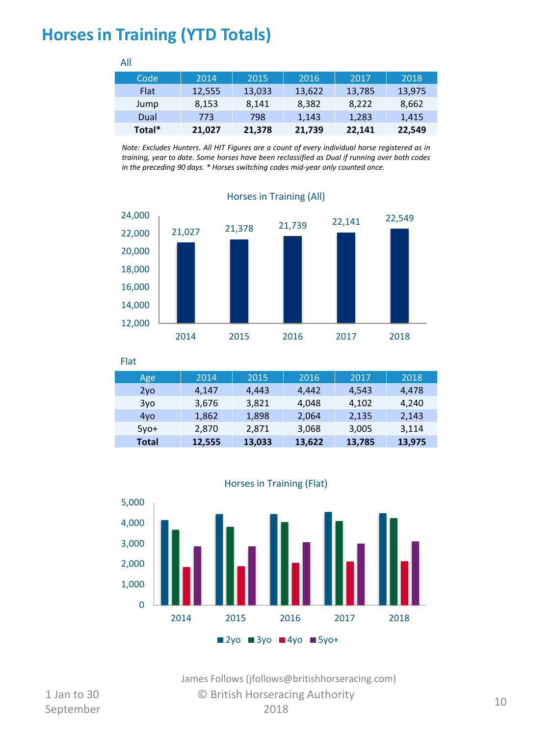# Horses in Training (YTD Totals)

All

| Code | 2014 | 2015 | 2016 | 2017 | 2018 |
|---|---|---|---|---|---|
| Flat | 12,555 | 13,033 | 13,622 | 13,785 | 13,975 |
| Jump | 8,153 | 8,141 | 8,382 | 8,222 | 8,662 |
| Dual | 773 | 798 | 1,143 | 1,283 | 1,415 |
| **Total*** | **21,027** | **21,378** | **21,739** | **22,141** | **22,549** |

*Note: Excludes Hunters. All HIT Figures are a count of every individual horse registered as in training, year to date. Some horses have been reclassified as Dual if running over both codes in the preceding 90 days. * Horses switching codes mid-year only counted once.*

Horses in Training (All)

| Year | 2014 | 2015 | 2016 | 2017 | 2018 |
|---|---|---|---|---|---|
| Horses in Training | 21,027 | 21,378 | 21,739 | 22,141 | 22,549 |

Flat

| Age | 2014 | 2015 | 2016 | 2017 | 2018 |
|---|---|---|---|---|---|
| 2yo | 4,147 | 4,443 | 4,442 | 4,543 | 4,478 |
| 3yo | 3,676 | 3,821 | 4,048 | 4,102 | 4,240 |
| 4yo | 1,862 | 1,898 | 2,064 | 2,135 | 2,143 |
| 5yo+ | 2,870 | 2,871 | 3,068 | 3,005 | 3,114 |
| **Total** | **12,555** | **13,033** | **13,622** | **13,785** | **13,975** |

Horses in Training (Flat)

James Follows (jfollows@britishhorseracing.com)
© British Horseracing Authority 2018

1 Jan to 30 September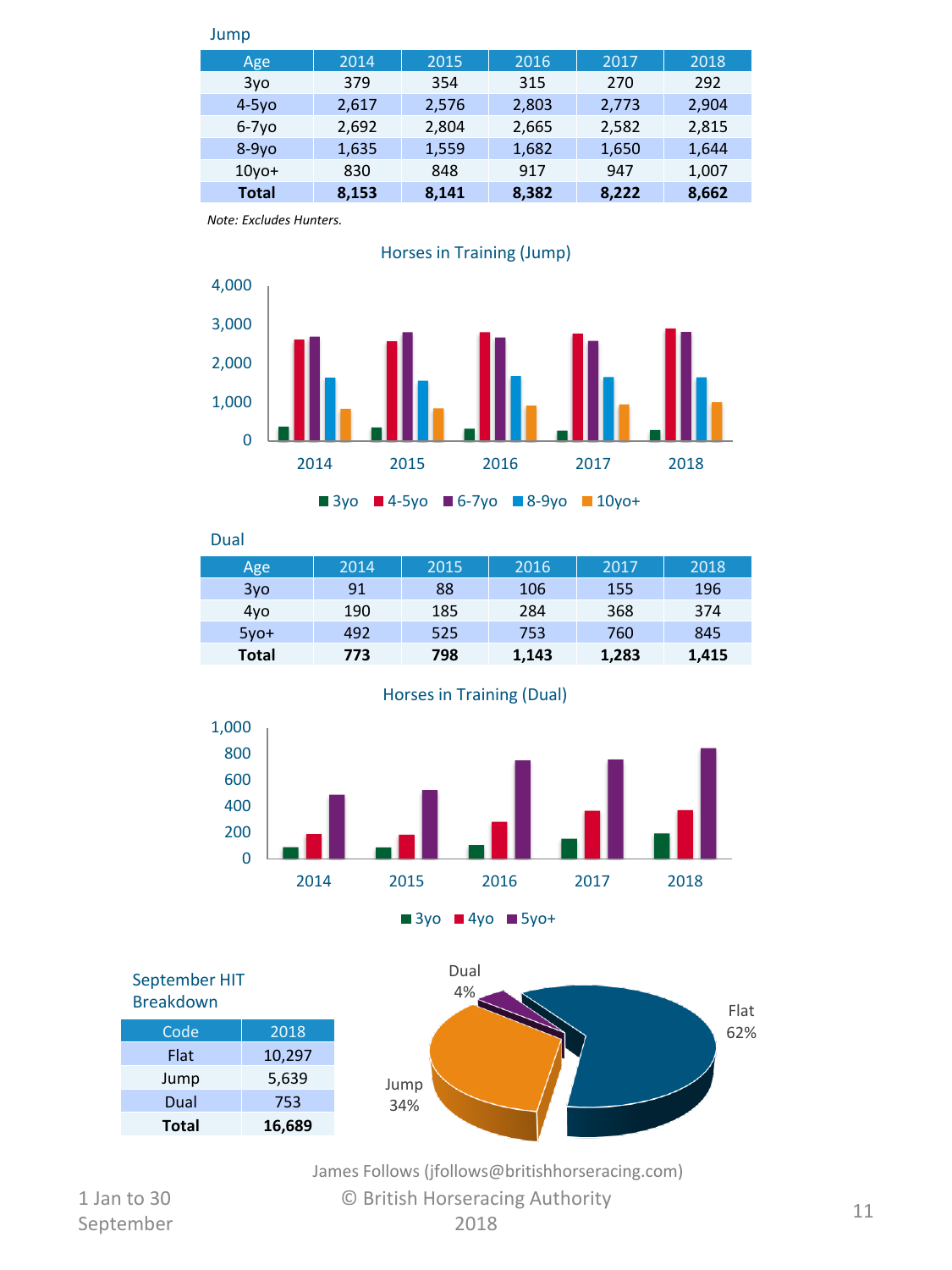## Jump

| Age | 2014 | 2015 | 2016 | 2017 | 2018 |
|---|---|---|---|---|---|
| 3yo | 379 | 354 | 315 | 270 | 292 |
| 4-5yo | 2,617 | 2,576 | 2,803 | 2,773 | 2,904 |
| 6-7yo | 2,692 | 2,804 | 2,665 | 2,582 | 2,815 |
| 8-9yo | 1,635 | 1,559 | 1,682 | 1,650 | 1,644 |
| 10yo+ | 830 | 848 | 917 | 947 | 1,007 |
| **Total** | **8,153** | **8,141** | **8,382** | **8,222** | **8,662** |

*Note: Excludes Hunters.*

Horses in Training (Jump)

## Dual

| Age | 2014 | 2015 | 2016 | 2017 | 2018 |
|---|---|---|---|---|---|
| 3yo | 91 | 88 | 106 | 155 | 196 |
| 4yo | 190 | 185 | 284 | 368 | 374 |
| 5yo+ | 492 | 525 | 753 | 760 | 845 |
| **Total** | **773** | **798** | **1,143** | **1,283** | **1,415** |

Horses in Training (Dual)

## September HIT Breakdown

| Code | 2018 |
|---|---|
| Flat | 10,297 |
| Jump | 5,639 |
| Dual | 753 |
| **Total** | **16,689** |

Flat 62%, Jump 34%, Dual 4%

James Follows (jfollows@britishhorseracing.com)

© British Horseracing Authority 2018

1 Jan to 30 September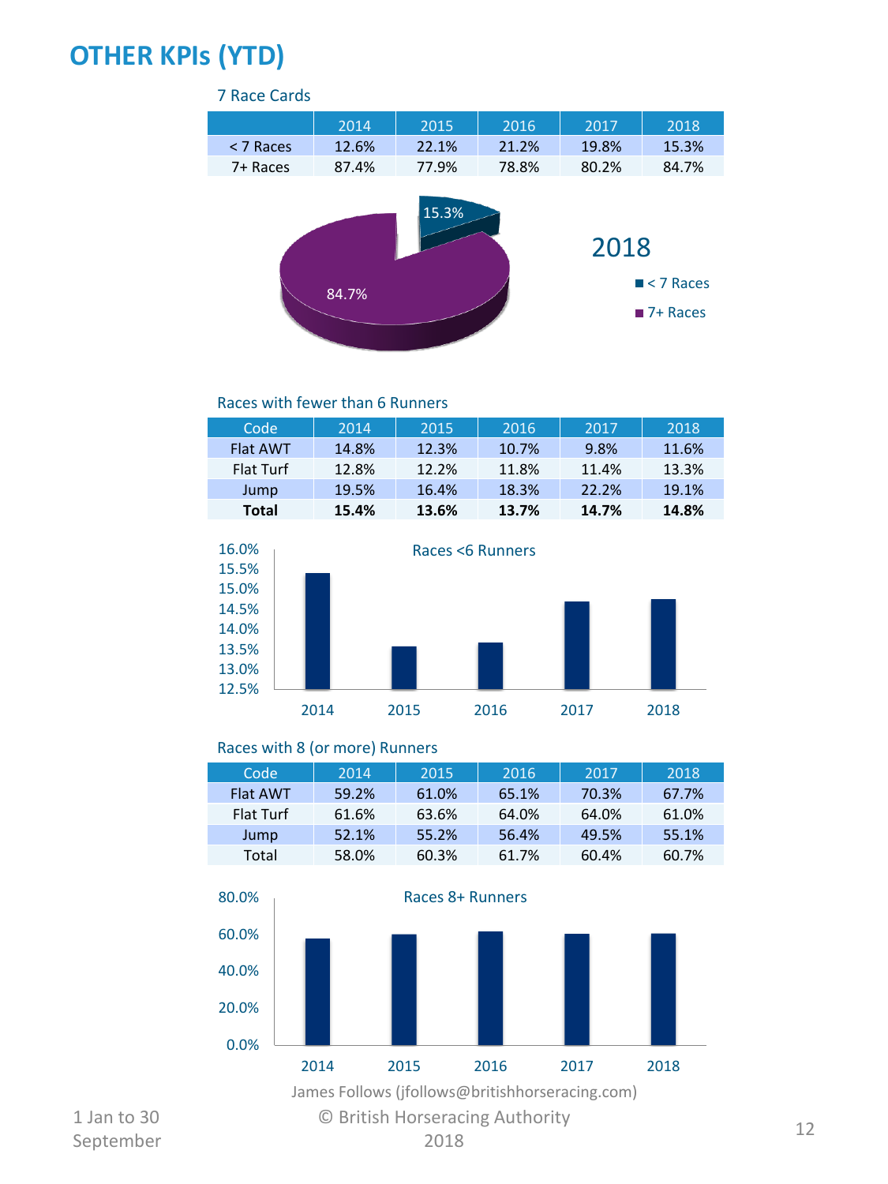# OTHER KPIs (YTD)

## 7 Race Cards

| | 2014 | 2015 | 2016 | 2017 | 2018 |
|---|---|---|---|---|---|
| < 7 Races | 12.6% | 22.1% | 21.2% | 19.8% | 15.3% |
| 7+ Races | 87.4% | 77.9% | 78.8% | 80.2% | 84.7% |

2018

- < 7 Races: 15.3%
- 7+ Races: 84.7%

## Races with fewer than 6 Runners

| Code | 2014 | 2015 | 2016 | 2017 | 2018 |
|---|---|---|---|---|---|
| Flat AWT | 14.8% | 12.3% | 10.7% | 9.8% | 11.6% |
| Flat Turf | 12.8% | 12.2% | 11.8% | 11.4% | 13.3% |
| Jump | 19.5% | 16.4% | 18.3% | 22.2% | 19.1% |
| **Total** | **15.4%** | **13.6%** | **13.7%** | **14.7%** | **14.8%** |

Races <6 Runners

## Races with 8 (or more) Runners

| Code | 2014 | 2015 | 2016 | 2017 | 2018 |
|---|---|---|---|---|---|
| Flat AWT | 59.2% | 61.0% | 65.1% | 70.3% | 67.7% |
| Flat Turf | 61.6% | 63.6% | 64.0% | 64.0% | 61.0% |
| Jump | 52.1% | 55.2% | 56.4% | 49.5% | 55.1% |
| Total | 58.0% | 60.3% | 61.7% | 60.4% | 60.7% |

Races 8+ Runners

James Follows (jfollows@britishhorseracing.com)

1 Jan to 30 September

© British Horseracing Authority 2018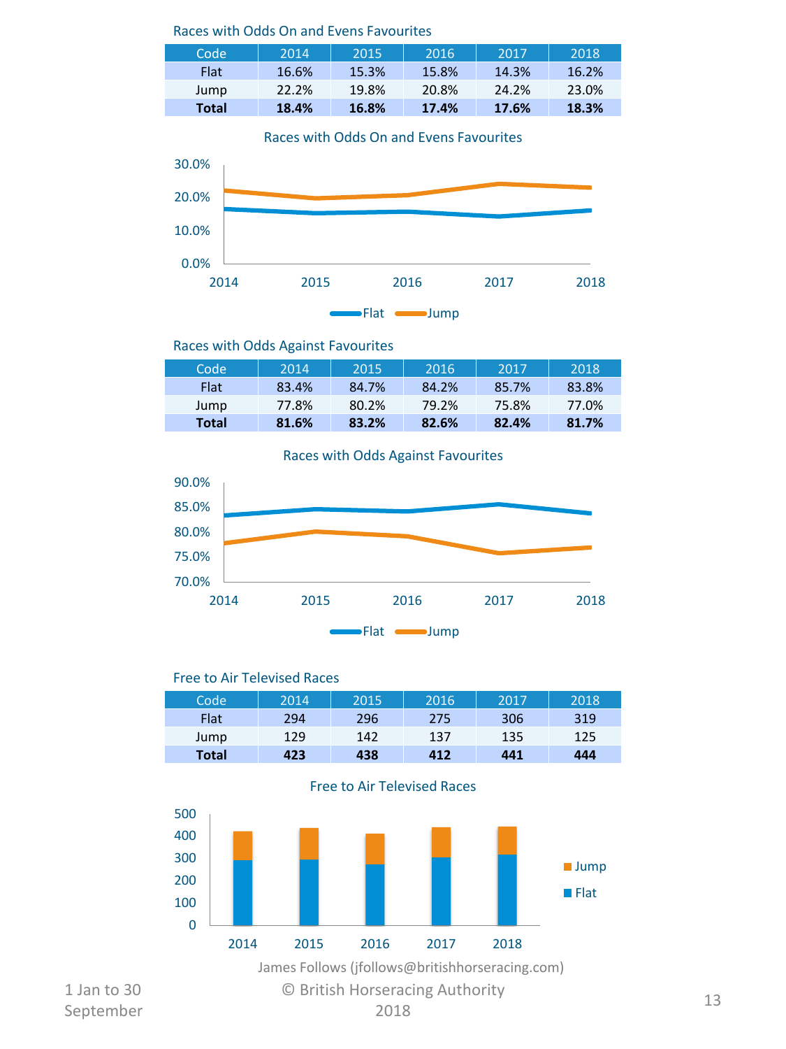### Races with Odds On and Evens Favourites

| Code | 2014 | 2015 | 2016 | 2017 | 2018 |
|---|---|---|---|---|---|
| Flat | 16.6% | 15.3% | 15.8% | 14.3% | 16.2% |
| Jump | 22.2% | 19.8% | 20.8% | 24.2% | 23.0% |
| **Total** | **18.4%** | **16.8%** | **17.4%** | **17.6%** | **18.3%** |

Races with Odds On and Evens Favourites

### Races with Odds Against Favourites

| Code | 2014 | 2015 | 2016 | 2017 | 2018 |
|---|---|---|---|---|---|
| Flat | 83.4% | 84.7% | 84.2% | 85.7% | 83.8% |
| Jump | 77.8% | 80.2% | 79.2% | 75.8% | 77.0% |
| **Total** | **81.6%** | **83.2%** | **82.6%** | **82.4%** | **81.7%** |

Races with Odds Against Favourites

### Free to Air Televised Races

| Code | 2014 | 2015 | 2016 | 2017 | 2018 |
|---|---|---|---|---|---|
| Flat | 294 | 296 | 275 | 306 | 319 |
| Jump | 129 | 142 | 137 | 135 | 125 |
| **Total** | **423** | **438** | **412** | **441** | **444** |

Free to Air Televised Races

James Follows (jfollows@britishhorseracing.com)

1 Jan to 30 September

© British Horseracing Authority 2018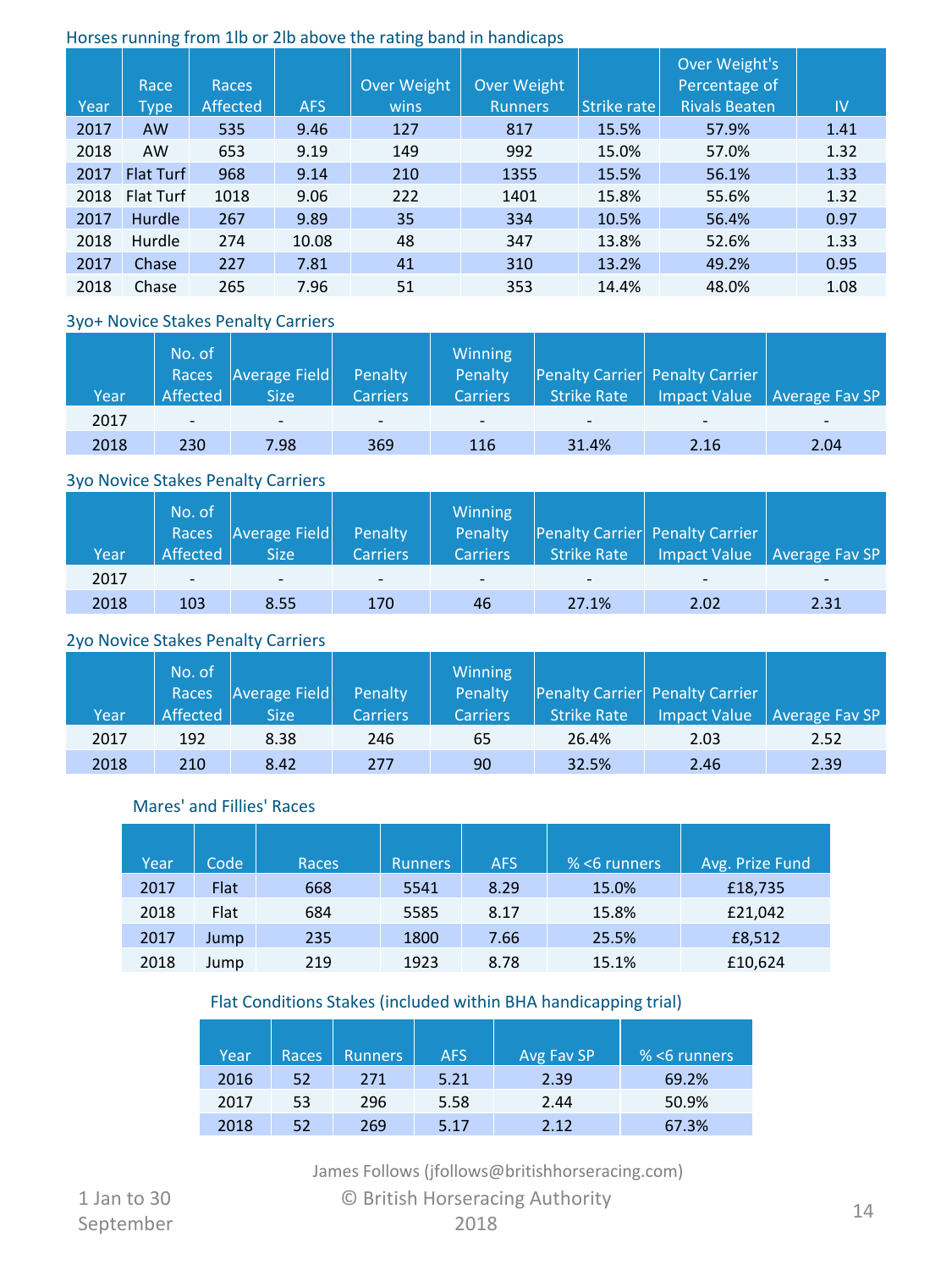### Horses running from 1lb or 2lb above the rating band in handicaps

| Year | Race Type | Races Affected | AFS | Over Weight wins | Over Weight Runners | Strike rate | Over Weight's Percentage of Rivals Beaten | IV |
|---|---|---|---|---|---|---|---|---|
| 2017 | AW | 535 | 9.46 | 127 | 817 | 15.5% | 57.9% | 1.41 |
| 2018 | AW | 653 | 9.19 | 149 | 992 | 15.0% | 57.0% | 1.32 |
| 2017 | Flat Turf | 968 | 9.14 | 210 | 1355 | 15.5% | 56.1% | 1.33 |
| 2018 | Flat Turf | 1018 | 9.06 | 222 | 1401 | 15.8% | 55.6% | 1.32 |
| 2017 | Hurdle | 267 | 9.89 | 35 | 334 | 10.5% | 56.4% | 0.97 |
| 2018 | Hurdle | 274 | 10.08 | 48 | 347 | 13.8% | 52.6% | 1.33 |
| 2017 | Chase | 227 | 7.81 | 41 | 310 | 13.2% | 49.2% | 0.95 |
| 2018 | Chase | 265 | 7.96 | 51 | 353 | 14.4% | 48.0% | 1.08 |

### 3yo+ Novice Stakes Penalty Carriers

| Year | No. of Races Affected | Average Field Size | Penalty Carriers | Winning Penalty Carriers | Penalty Carrier Strike Rate | Penalty Carrier Impact Value | Average Fav SP |
|---|---|---|---|---|---|---|---|
| 2017 | - | - | - | - | - | - | - |
| 2018 | 230 | 7.98 | 369 | 116 | 31.4% | 2.16 | 2.04 |

### 3yo Novice Stakes Penalty Carriers

| Year | No. of Races Affected | Average Field Size | Penalty Carriers | Winning Penalty Carriers | Penalty Carrier Strike Rate | Penalty Carrier Impact Value | Average Fav SP |
|---|---|---|---|---|---|---|---|
| 2017 | - | - | - | - | - | - | - |
| 2018 | 103 | 8.55 | 170 | 46 | 27.1% | 2.02 | 2.31 |

### 2yo Novice Stakes Penalty Carriers

| Year | No. of Races Affected | Average Field Size | Penalty Carriers | Winning Penalty Carriers | Penalty Carrier Strike Rate | Penalty Carrier Impact Value | Average Fav SP |
|---|---|---|---|---|---|---|---|
| 2017 | 192 | 8.38 | 246 | 65 | 26.4% | 2.03 | 2.52 |
| 2018 | 210 | 8.42 | 277 | 90 | 32.5% | 2.46 | 2.39 |

### Mares' and Fillies' Races

| Year | Code | Races | Runners | AFS | % <6 runners | Avg. Prize Fund |
|---|---|---|---|---|---|---|
| 2017 | Flat | 668 | 5541 | 8.29 | 15.0% | £18,735 |
| 2018 | Flat | 684 | 5585 | 8.17 | 15.8% | £21,042 |
| 2017 | Jump | 235 | 1800 | 7.66 | 25.5% | £8,512 |
| 2018 | Jump | 219 | 1923 | 8.78 | 15.1% | £10,624 |

### Flat Conditions Stakes (included within BHA handicapping trial)

| Year | Races | Runners | AFS | Avg Fav SP | % <6 runners |
|---|---|---|---|---|---|
| 2016 | 52 | 271 | 5.21 | 2.39 | 69.2% |
| 2017 | 53 | 296 | 5.58 | 2.44 | 50.9% |
| 2018 | 52 | 269 | 5.17 | 2.12 | 67.3% |

James Follows (jfollows@britishhorseracing.com)

1 Jan to 30 September

© British Horseracing Authority 2018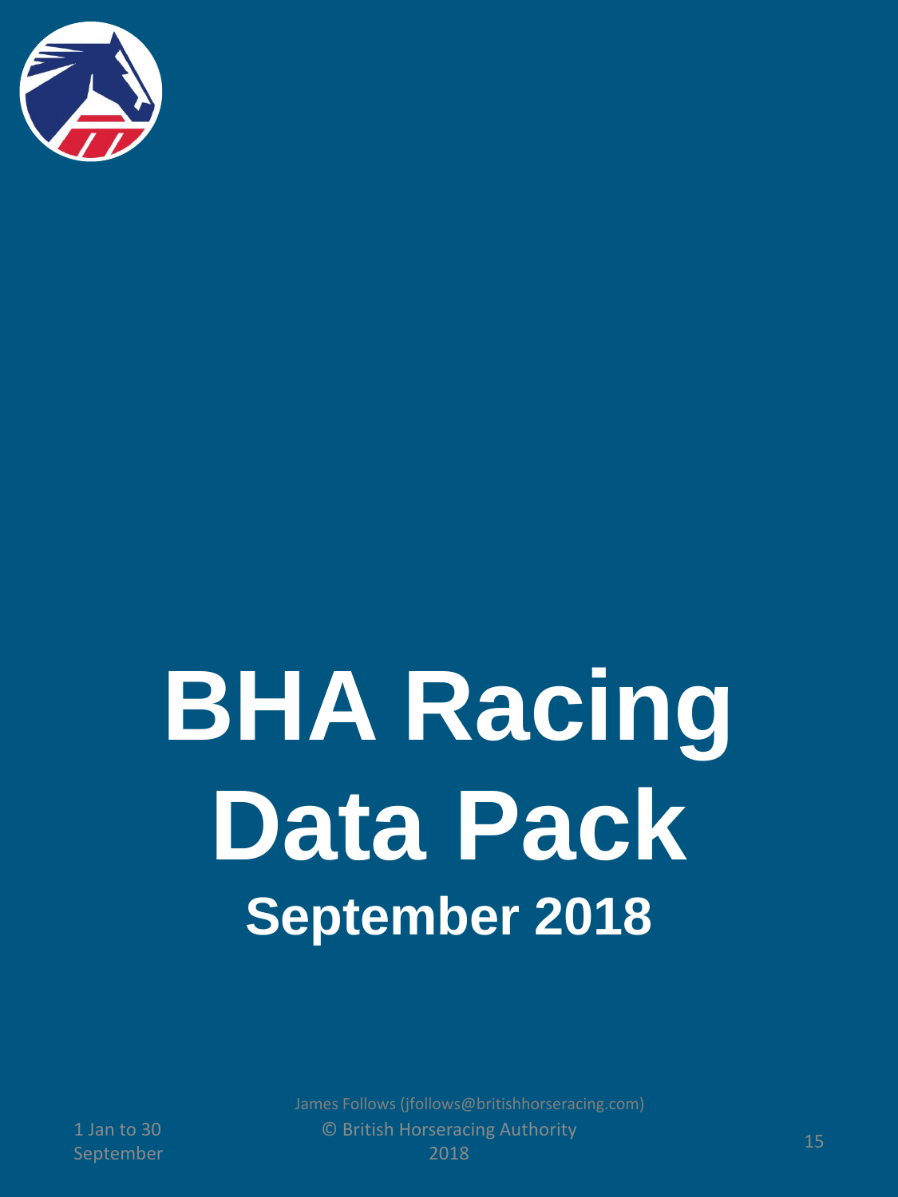# BHA Racing Data Pack

## September 2018